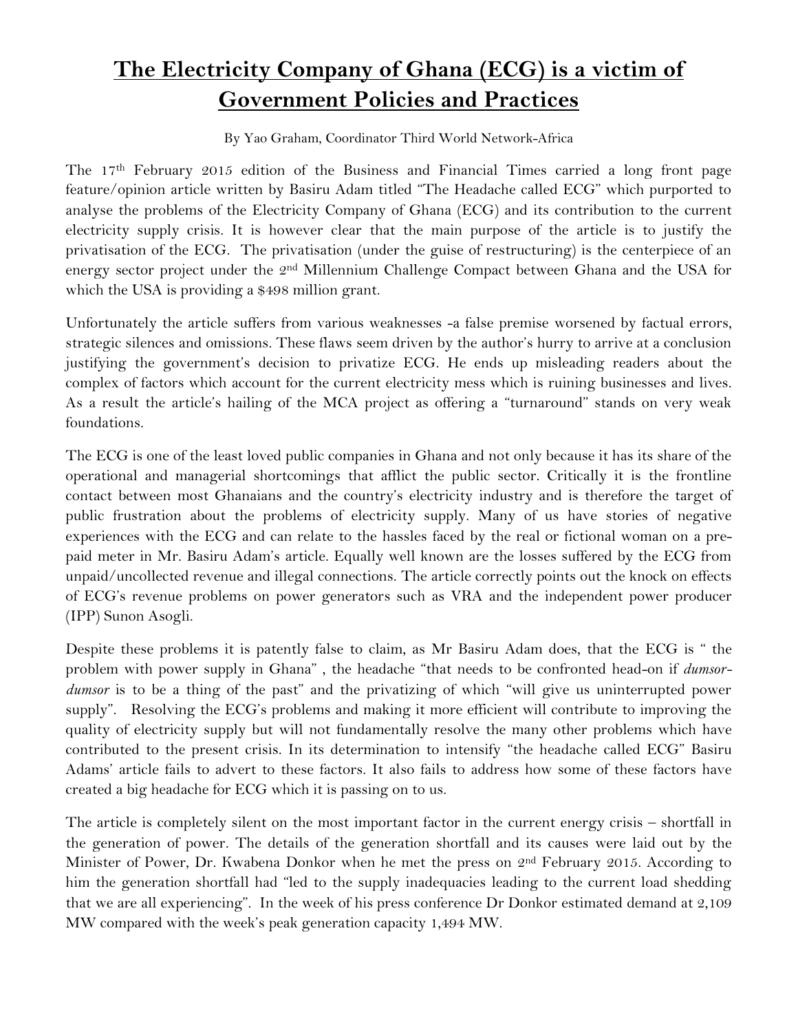# **The Electricity Company of Ghana (ECG) is a victim of Government Policies and Practices**

By Yao Graham, Coordinator Third World Network-Africa

The 17th February 2015 edition of the Business and Financial Times carried a long front page feature/opinion article written by Basiru Adam titled "The Headache called ECG" which purported to analyse the problems of the Electricity Company of Ghana (ECG) and its contribution to the current electricity supply crisis. It is however clear that the main purpose of the article is to justify the privatisation of the ECG. The privatisation (under the guise of restructuring) is the centerpiece of an energy sector project under the 2nd Millennium Challenge Compact between Ghana and the USA for which the USA is providing a $498 million grant.

Unfortunately the article suffers from various weaknesses -a false premise worsened by factual errors, strategic silences and omissions. These flaws seem driven by the author's hurry to arrive at a conclusion justifying the government's decision to privatize ECG. He ends up misleading readers about the complex of factors which account for the current electricity mess which is ruining businesses and lives. As a result the article's hailing of the MCA project as offering a "turnaround" stands on very weak foundations.

The ECG is one of the least loved public companies in Ghana and not only because it has its share of the operational and managerial shortcomings that afflict the public sector. Critically it is the frontline contact between most Ghanaians and the country's electricity industry and is therefore the target of public frustration about the problems of electricity supply. Many of us have stories of negative experiences with the ECG and can relate to the hassles faced by the real or fictional woman on a pre-paid meter in Mr. Basiru Adam's article. Equally well known are the losses suffered by the ECG from unpaid/uncollected revenue and illegal connections. The article correctly points out the knock on effects of ECG's revenue problems on power generators such as VRA and the independent power producer (IPP) Sunon Asogli.

Despite these problems it is patently false to claim, as Mr Basiru Adam does, that the ECG is " the problem with power supply in Ghana" , the headache "that needs to be confronted head-on if *dumsor-dumsor* is to be a thing of the past" and the privatizing of which "will give us uninterrupted power supply". Resolving the ECG's problems and making it more efficient will contribute to improving the quality of electricity supply but will not fundamentally resolve the many other problems which have contributed to the present crisis. In its determination to intensify "the headache called ECG" Basiru Adams' article fails to advert to these factors. It also fails to address how some of these factors have created a big headache for ECG which it is passing on to us.

The article is completely silent on the most important factor in the current energy crisis – shortfall in the generation of power. The details of the generation shortfall and its causes were laid out by the Minister of Power, Dr. Kwabena Donkor when he met the press on 2nd February 2015. According to him the generation shortfall had "led to the supply inadequacies leading to the current load shedding that we are all experiencing". In the week of his press conference Dr Donkor estimated demand at 2,109 MW compared with the week's peak generation capacity 1,494 MW.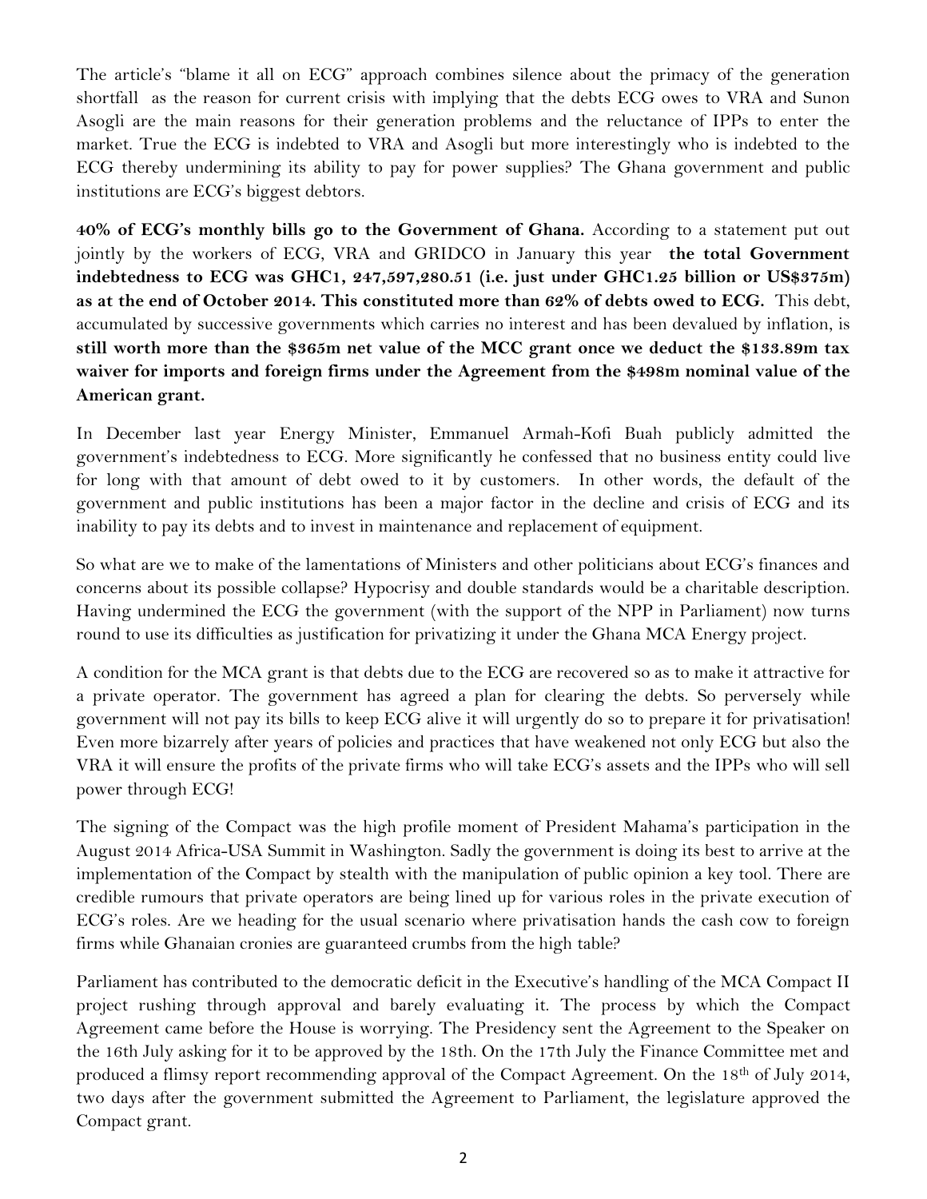The article's "blame it all on ECG" approach combines silence about the primacy of the generation shortfall as the reason for current crisis with implying that the debts ECG owes to VRA and Sunon Asogli are the main reasons for their generation problems and the reluctance of IPPs to enter the market. True the ECG is indebted to VRA and Asogli but more interestingly who is indebted to the ECG thereby undermining its ability to pay for power supplies? The Ghana government and public institutions are ECG's biggest debtors.

**40% of ECG's monthly bills go to the Government of Ghana.** According to a statement put out jointly by the workers of ECG, VRA and GRIDCO in January this year **the total Government indebtedness to ECG was GHC1, 247,597,280.51 (i.e. just under GHC1.25 billion or US$375m) as at the end of October 2014. This constituted more than 62% of debts owed to ECG.** This debt, accumulated by successive governments which carries no interest and has been devalued by inflation, is **still worth more than the $365m net value of the MCC grant once we deduct the $133.89m tax waiver for imports and foreign firms under the Agreement from the $498m nominal value of the American grant.**

In December last year Energy Minister, Emmanuel Armah-Kofi Buah publicly admitted the government's indebtedness to ECG. More significantly he confessed that no business entity could live for long with that amount of debt owed to it by customers. In other words, the default of the government and public institutions has been a major factor in the decline and crisis of ECG and its inability to pay its debts and to invest in maintenance and replacement of equipment.

So what are we to make of the lamentations of Ministers and other politicians about ECG's finances and concerns about its possible collapse? Hypocrisy and double standards would be a charitable description. Having undermined the ECG the government (with the support of the NPP in Parliament) now turns round to use its difficulties as justification for privatizing it under the Ghana MCA Energy project.

A condition for the MCA grant is that debts due to the ECG are recovered so as to make it attractive for a private operator. The government has agreed a plan for clearing the debts. So perversely while government will not pay its bills to keep ECG alive it will urgently do so to prepare it for privatisation! Even more bizarrely after years of policies and practices that have weakened not only ECG but also the VRA it will ensure the profits of the private firms who will take ECG's assets and the IPPs who will sell power through ECG!

The signing of the Compact was the high profile moment of President Mahama's participation in the August 2014 Africa-USA Summit in Washington. Sadly the government is doing its best to arrive at the implementation of the Compact by stealth with the manipulation of public opinion a key tool. There are credible rumours that private operators are being lined up for various roles in the private execution of ECG's roles. Are we heading for the usual scenario where privatisation hands the cash cow to foreign firms while Ghanaian cronies are guaranteed crumbs from the high table?

Parliament has contributed to the democratic deficit in the Executive's handling of the MCA Compact II project rushing through approval and barely evaluating it. The process by which the Compact Agreement came before the House is worrying. The Presidency sent the Agreement to the Speaker on the 16th July asking for it to be approved by the 18th. On the 17th July the Finance Committee met and produced a flimsy report recommending approval of the Compact Agreement. On the 18th of July 2014, two days after the government submitted the Agreement to Parliament, the legislature approved the Compact grant.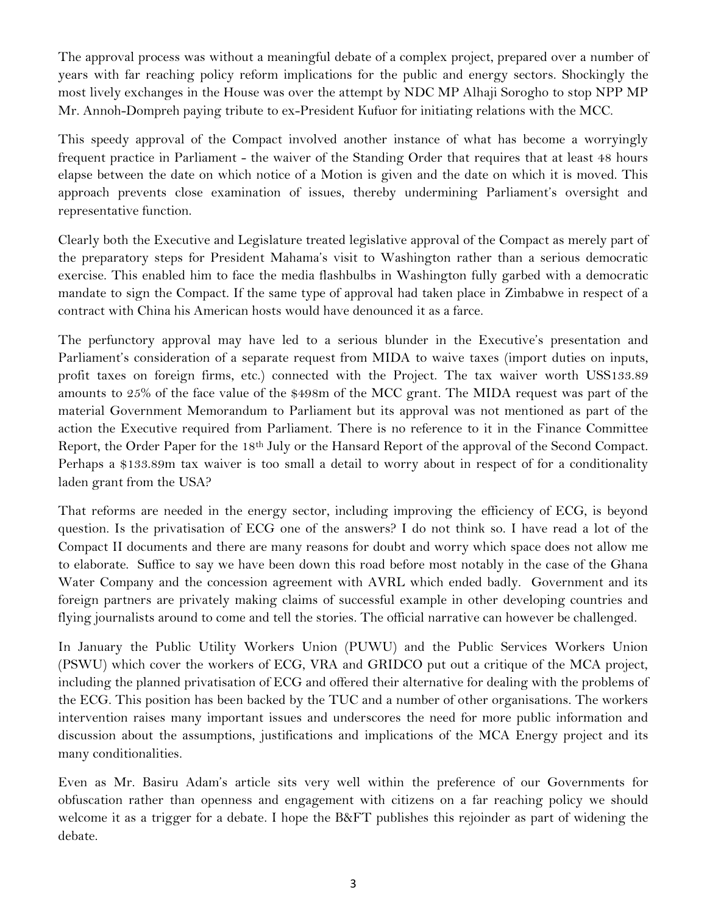The approval process was without a meaningful debate of a complex project, prepared over a number of years with far reaching policy reform implications for the public and energy sectors. Shockingly the most lively exchanges in the House was over the attempt by NDC MP Alhaji Sorogho to stop NPP MP Mr. Annoh-Dompreh paying tribute to ex-President Kufuor for initiating relations with the MCC.

This speedy approval of the Compact involved another instance of what has become a worryingly frequent practice in Parliament - the waiver of the Standing Order that requires that at least 48 hours elapse between the date on which notice of a Motion is given and the date on which it is moved. This approach prevents close examination of issues, thereby undermining Parliament's oversight and representative function.

Clearly both the Executive and Legislature treated legislative approval of the Compact as merely part of the preparatory steps for President Mahama's visit to Washington rather than a serious democratic exercise. This enabled him to face the media flashbulbs in Washington fully garbed with a democratic mandate to sign the Compact. If the same type of approval had taken place in Zimbabwe in respect of a contract with China his American hosts would have denounced it as a farce.

The perfunctory approval may have led to a serious blunder in the Executive's presentation and Parliament's consideration of a separate request from MIDA to waive taxes (import duties on inputs, profit taxes on foreign firms, etc.) connected with the Project. The tax waiver worth US$133.89 amounts to 25% of the face value of the $498m of the MCC grant. The MIDA request was part of the material Government Memorandum to Parliament but its approval was not mentioned as part of the action the Executive required from Parliament. There is no reference to it in the Finance Committee Report, the Order Paper for the 18th July or the Hansard Report of the approval of the Second Compact. Perhaps a $133.89m tax waiver is too small a detail to worry about in respect of for a conditionality laden grant from the USA?

That reforms are needed in the energy sector, including improving the efficiency of ECG, is beyond question. Is the privatisation of ECG one of the answers? I do not think so. I have read a lot of the Compact II documents and there are many reasons for doubt and worry which space does not allow me to elaborate. Suffice to say we have been down this road before most notably in the case of the Ghana Water Company and the concession agreement with AVRL which ended badly. Government and its foreign partners are privately making claims of successful example in other developing countries and flying journalists around to come and tell the stories. The official narrative can however be challenged.

In January the Public Utility Workers Union (PUWU) and the Public Services Workers Union (PSWU) which cover the workers of ECG, VRA and GRIDCO put out a critique of the MCA project, including the planned privatisation of ECG and offered their alternative for dealing with the problems of the ECG. This position has been backed by the TUC and a number of other organisations. The workers intervention raises many important issues and underscores the need for more public information and discussion about the assumptions, justifications and implications of the MCA Energy project and its many conditionalities.

Even as Mr. Basiru Adam's article sits very well within the preference of our Governments for obfuscation rather than openness and engagement with citizens on a far reaching policy we should welcome it as a trigger for a debate. I hope the B&FT publishes this rejoinder as part of widening the debate.